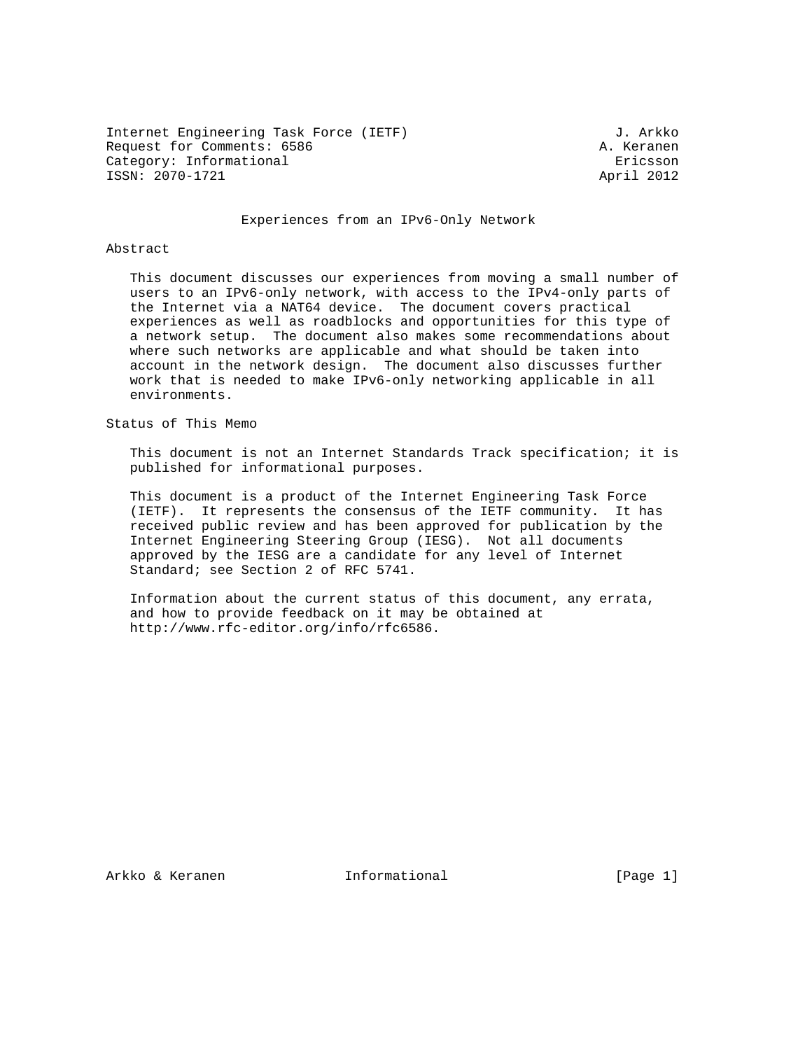Internet Engineering Task Force (IETF) J. Arkko
Request for Comments: 6586 A. Keranen
Category: Informational Ericsson
ISSN: 2070-1721 April 2012

# Experiences from an IPv6-Only Network

## Abstract

This document discusses our experiences from moving a small number of users to an IPv6-only network, with access to the IPv4-only parts of the Internet via a NAT64 device. The document covers practical experiences as well as roadblocks and opportunities for this type of a network setup. The document also makes some recommendations about where such networks are applicable and what should be taken into account in the network design. The document also discusses further work that is needed to make IPv6-only networking applicable in all environments.

## Status of This Memo

This document is not an Internet Standards Track specification; it is published for informational purposes.

This document is a product of the Internet Engineering Task Force (IETF). It represents the consensus of the IETF community. It has received public review and has been approved for publication by the Internet Engineering Steering Group (IESG). Not all documents approved by the IESG are a candidate for any level of Internet Standard; see Section 2 of RFC 5741.

Information about the current status of this document, any errata, and how to provide feedback on it may be obtained at http://www.rfc-editor.org/info/rfc6586.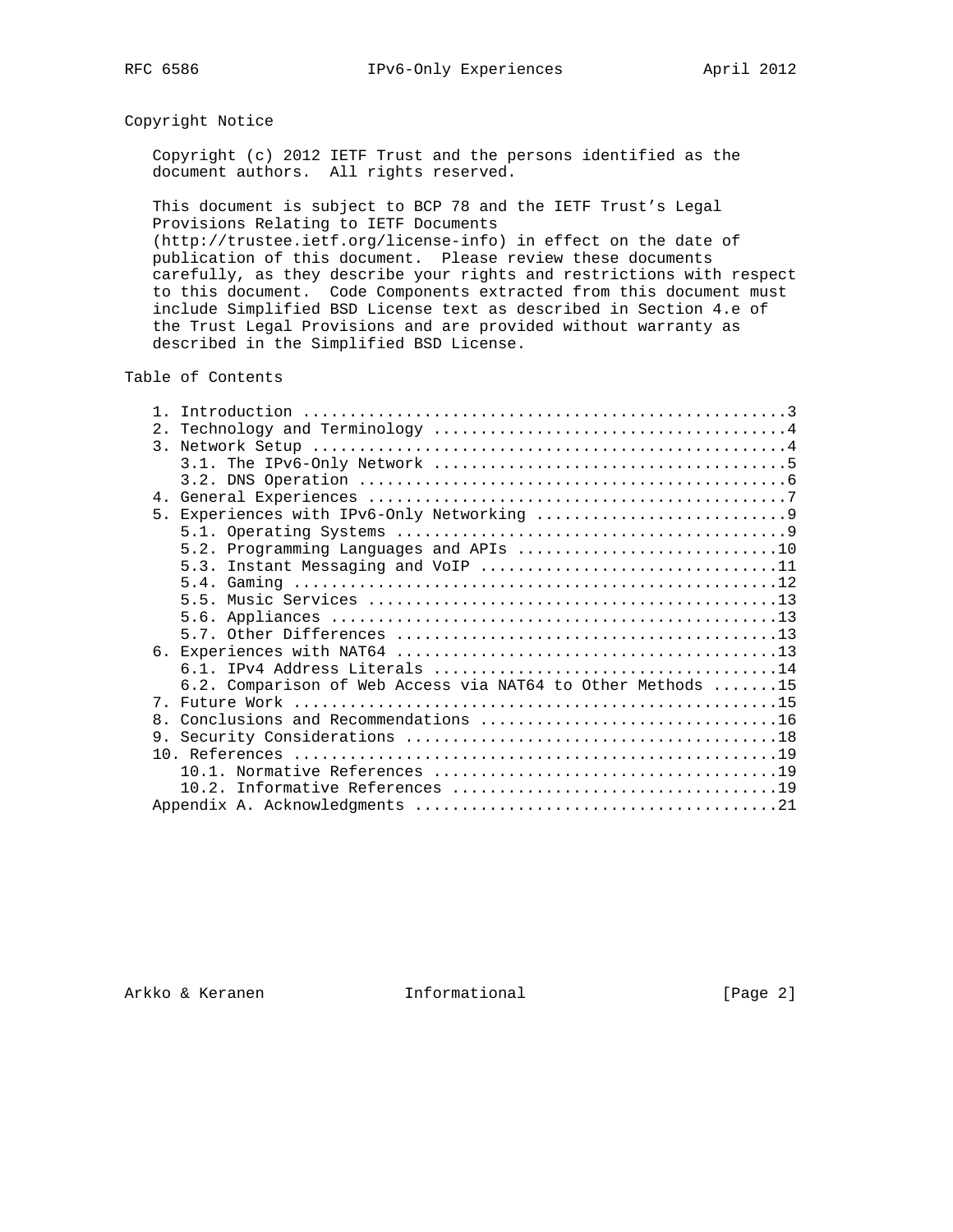## Copyright Notice

Copyright (c) 2012 IETF Trust and the persons identified as the document authors. All rights reserved.

This document is subject to BCP 78 and the IETF Trust's Legal Provisions Relating to IETF Documents (http://trustee.ietf.org/license-info) in effect on the date of publication of this document. Please review these documents carefully, as they describe your rights and restrictions with respect to this document. Code Components extracted from this document must include Simplified BSD License text as described in Section 4.e of the Trust Legal Provisions and are provided without warranty as described in the Simplified BSD License.

## Table of Contents

```
   1. Introduction ....................................................3
   2. Technology and Terminology ......................................4
   3. Network Setup ...................................................4
      3.1. The IPv6-Only Network ......................................5
      3.2. DNS Operation ..............................................6
   4. General Experiences .............................................7
   5. Experiences with IPv6-Only Networking ...........................9
      5.1. Operating Systems ..........................................9
      5.2. Programming Languages and APIs ............................10
      5.3. Instant Messaging and VoIP ................................11
      5.4. Gaming ....................................................12
      5.5. Music Services ............................................13
      5.6. Appliances ................................................13
      5.7. Other Differences .........................................13
   6. Experiences with NAT64 .........................................13
      6.1. IPv4 Address Literals .....................................14
      6.2. Comparison of Web Access via NAT64 to Other Methods .......15
   7. Future Work ....................................................15
   8. Conclusions and Recommendations ................................16
   9. Security Considerations ........................................18
   10. References ....................................................19
      10.1. Normative References .....................................19
      10.2. Informative References ...................................19
   Appendix A. Acknowledgments .......................................21
```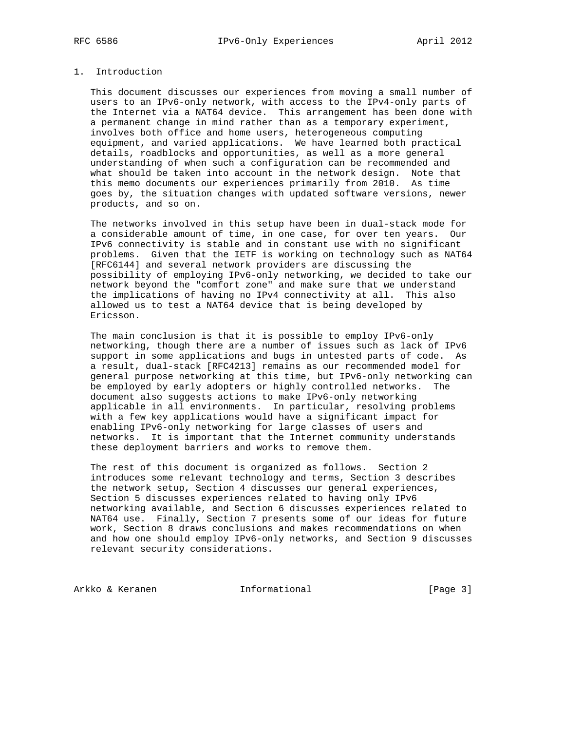## 1. Introduction

This document discusses our experiences from moving a small number of users to an IPv6-only network, with access to the IPv4-only parts of the Internet via a NAT64 device. This arrangement has been done with a permanent change in mind rather than as a temporary experiment, involves both office and home users, heterogeneous computing equipment, and varied applications. We have learned both practical details, roadblocks and opportunities, as well as a more general understanding of when such a configuration can be recommended and what should be taken into account in the network design. Note that this memo documents our experiences primarily from 2010. As time goes by, the situation changes with updated software versions, newer products, and so on.

The networks involved in this setup have been in dual-stack mode for a considerable amount of time, in one case, for over ten years. Our IPv6 connectivity is stable and in constant use with no significant problems. Given that the IETF is working on technology such as NAT64 [RFC6144] and several network providers are discussing the possibility of employing IPv6-only networking, we decided to take our network beyond the "comfort zone" and make sure that we understand the implications of having no IPv4 connectivity at all. This also allowed us to test a NAT64 device that is being developed by Ericsson.

The main conclusion is that it is possible to employ IPv6-only networking, though there are a number of issues such as lack of IPv6 support in some applications and bugs in untested parts of code. As a result, dual-stack [RFC4213] remains as our recommended model for general purpose networking at this time, but IPv6-only networking can be employed by early adopters or highly controlled networks. The document also suggests actions to make IPv6-only networking applicable in all environments. In particular, resolving problems with a few key applications would have a significant impact for enabling IPv6-only networking for large classes of users and networks. It is important that the Internet community understands these deployment barriers and works to remove them.

The rest of this document is organized as follows. Section 2 introduces some relevant technology and terms, Section 3 describes the network setup, Section 4 discusses our general experiences, Section 5 discusses experiences related to having only IPv6 networking available, and Section 6 discusses experiences related to NAT64 use. Finally, Section 7 presents some of our ideas for future work, Section 8 draws conclusions and makes recommendations on when and how one should employ IPv6-only networks, and Section 9 discusses relevant security considerations.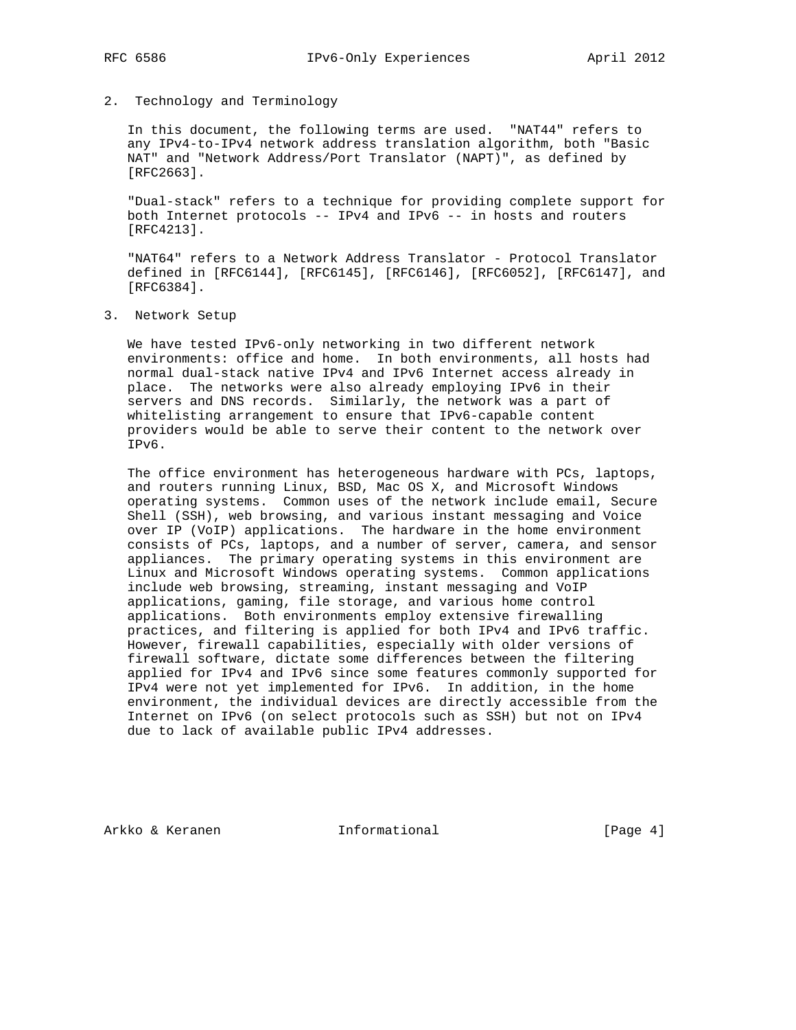## 2. Technology and Terminology

In this document, the following terms are used. "NAT44" refers to any IPv4-to-IPv4 network address translation algorithm, both "Basic NAT" and "Network Address/Port Translator (NAPT)", as defined by [RFC2663].

"Dual-stack" refers to a technique for providing complete support for both Internet protocols -- IPv4 and IPv6 -- in hosts and routers [RFC4213].

"NAT64" refers to a Network Address Translator - Protocol Translator defined in [RFC6144], [RFC6145], [RFC6146], [RFC6052], [RFC6147], and [RFC6384].

## 3. Network Setup

We have tested IPv6-only networking in two different network environments: office and home. In both environments, all hosts had normal dual-stack native IPv4 and IPv6 Internet access already in place. The networks were also already employing IPv6 in their servers and DNS records. Similarly, the network was a part of whitelisting arrangement to ensure that IPv6-capable content providers would be able to serve their content to the network over IPv6.

The office environment has heterogeneous hardware with PCs, laptops, and routers running Linux, BSD, Mac OS X, and Microsoft Windows operating systems. Common uses of the network include email, Secure Shell (SSH), web browsing, and various instant messaging and Voice over IP (VoIP) applications. The hardware in the home environment consists of PCs, laptops, and a number of server, camera, and sensor appliances. The primary operating systems in this environment are Linux and Microsoft Windows operating systems. Common applications include web browsing, streaming, instant messaging and VoIP applications, gaming, file storage, and various home control applications. Both environments employ extensive firewalling practices, and filtering is applied for both IPv4 and IPv6 traffic. However, firewall capabilities, especially with older versions of firewall software, dictate some differences between the filtering applied for IPv4 and IPv6 since some features commonly supported for IPv4 were not yet implemented for IPv6. In addition, in the home environment, the individual devices are directly accessible from the Internet on IPv6 (on select protocols such as SSH) but not on IPv4 due to lack of available public IPv4 addresses.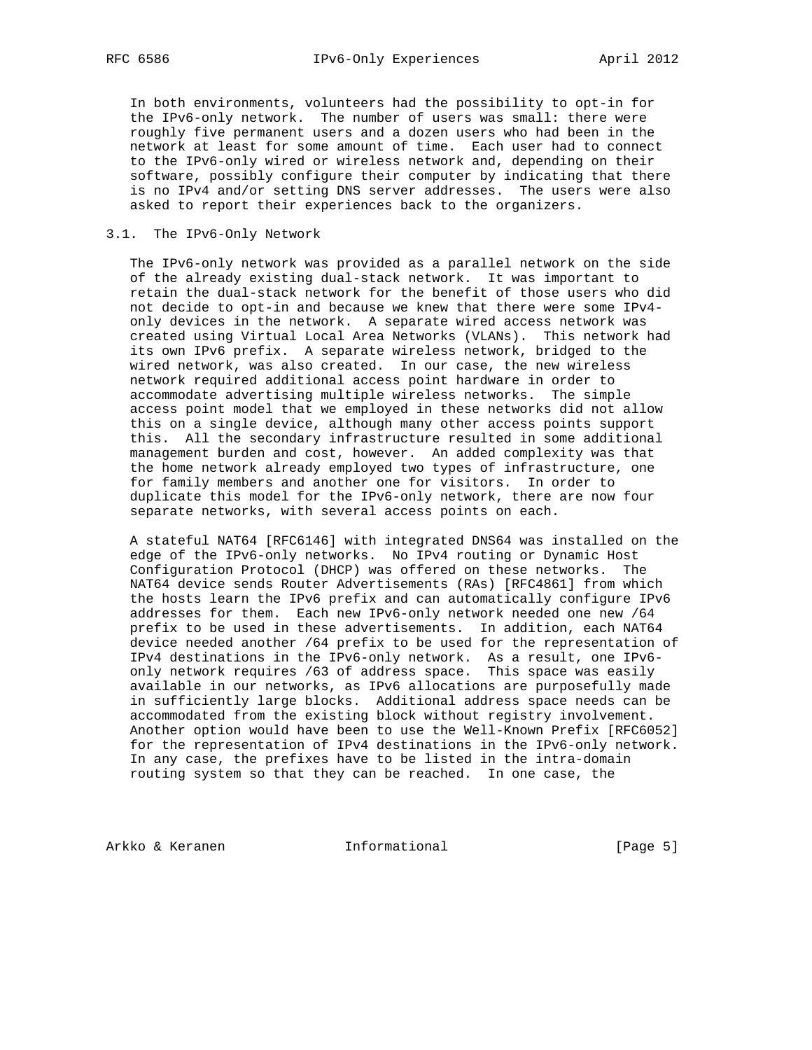In both environments, volunteers had the possibility to opt-in for the IPv6-only network. The number of users was small: there were roughly five permanent users and a dozen users who had been in the network at least for some amount of time. Each user had to connect to the IPv6-only wired or wireless network and, depending on their software, possibly configure their computer by indicating that there is no IPv4 and/or setting DNS server addresses. The users were also asked to report their experiences back to the organizers.

## 3.1. The IPv6-Only Network

The IPv6-only network was provided as a parallel network on the side of the already existing dual-stack network. It was important to retain the dual-stack network for the benefit of those users who did not decide to opt-in and because we knew that there were some IPv4-only devices in the network. A separate wired access network was created using Virtual Local Area Networks (VLANs). This network had its own IPv6 prefix. A separate wireless network, bridged to the wired network, was also created. In our case, the new wireless network required additional access point hardware in order to accommodate advertising multiple wireless networks. The simple access point model that we employed in these networks did not allow this on a single device, although many other access points support this. All the secondary infrastructure resulted in some additional management burden and cost, however. An added complexity was that the home network already employed two types of infrastructure, one for family members and another one for visitors. In order to duplicate this model for the IPv6-only network, there are now four separate networks, with several access points on each.

A stateful NAT64 [RFC6146] with integrated DNS64 was installed on the edge of the IPv6-only networks. No IPv4 routing or Dynamic Host Configuration Protocol (DHCP) was offered on these networks. The NAT64 device sends Router Advertisements (RAs) [RFC4861] from which the hosts learn the IPv6 prefix and can automatically configure IPv6 addresses for them. Each new IPv6-only network needed one new /64 prefix to be used in these advertisements. In addition, each NAT64 device needed another /64 prefix to be used for the representation of IPv4 destinations in the IPv6-only network. As a result, one IPv6-only network requires /63 of address space. This space was easily available in our networks, as IPv6 allocations are purposefully made in sufficiently large blocks. Additional address space needs can be accommodated from the existing block without registry involvement. Another option would have been to use the Well-Known Prefix [RFC6052] for the representation of IPv4 destinations in the IPv6-only network. In any case, the prefixes have to be listed in the intra-domain routing system so that they can be reached. In one case, the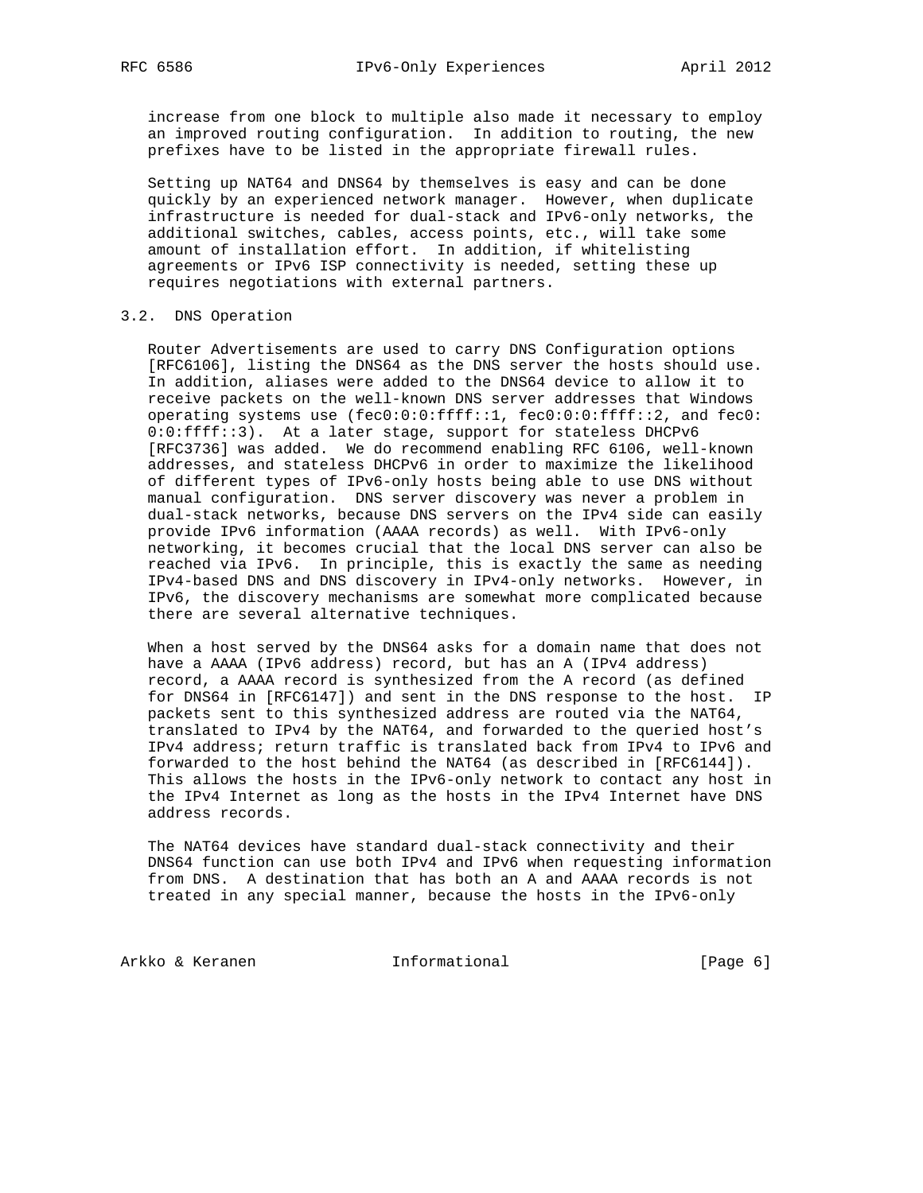increase from one block to multiple also made it necessary to employ an improved routing configuration. In addition to routing, the new prefixes have to be listed in the appropriate firewall rules.

Setting up NAT64 and DNS64 by themselves is easy and can be done quickly by an experienced network manager. However, when duplicate infrastructure is needed for dual-stack and IPv6-only networks, the additional switches, cables, access points, etc., will take some amount of installation effort. In addition, if whitelisting agreements or IPv6 ISP connectivity is needed, setting these up requires negotiations with external partners.

### 3.2. DNS Operation

Router Advertisements are used to carry DNS Configuration options [RFC6106], listing the DNS64 as the DNS server the hosts should use. In addition, aliases were added to the DNS64 device to allow it to receive packets on the well-known DNS server addresses that Windows operating systems use (fec0:0:0:ffff::1, fec0:0:0:ffff::2, and fec0:0:0:ffff::3). At a later stage, support for stateless DHCPv6 [RFC3736] was added. We do recommend enabling RFC 6106, well-known addresses, and stateless DHCPv6 in order to maximize the likelihood of different types of IPv6-only hosts being able to use DNS without manual configuration. DNS server discovery was never a problem in dual-stack networks, because DNS servers on the IPv4 side can easily provide IPv6 information (AAAA records) as well. With IPv6-only networking, it becomes crucial that the local DNS server can also be reached via IPv6. In principle, this is exactly the same as needing IPv4-based DNS and DNS discovery in IPv4-only networks. However, in IPv6, the discovery mechanisms are somewhat more complicated because there are several alternative techniques.

When a host served by the DNS64 asks for a domain name that does not have a AAAA (IPv6 address) record, but has an A (IPv4 address) record, a AAAA record is synthesized from the A record (as defined for DNS64 in [RFC6147]) and sent in the DNS response to the host. IP packets sent to this synthesized address are routed via the NAT64, translated to IPv4 by the NAT64, and forwarded to the queried host's IPv4 address; return traffic is translated back from IPv4 to IPv6 and forwarded to the host behind the NAT64 (as described in [RFC6144]). This allows the hosts in the IPv6-only network to contact any host in the IPv4 Internet as long as the hosts in the IPv4 Internet have DNS address records.

The NAT64 devices have standard dual-stack connectivity and their DNS64 function can use both IPv4 and IPv6 when requesting information from DNS. A destination that has both an A and AAAA records is not treated in any special manner, because the hosts in the IPv6-only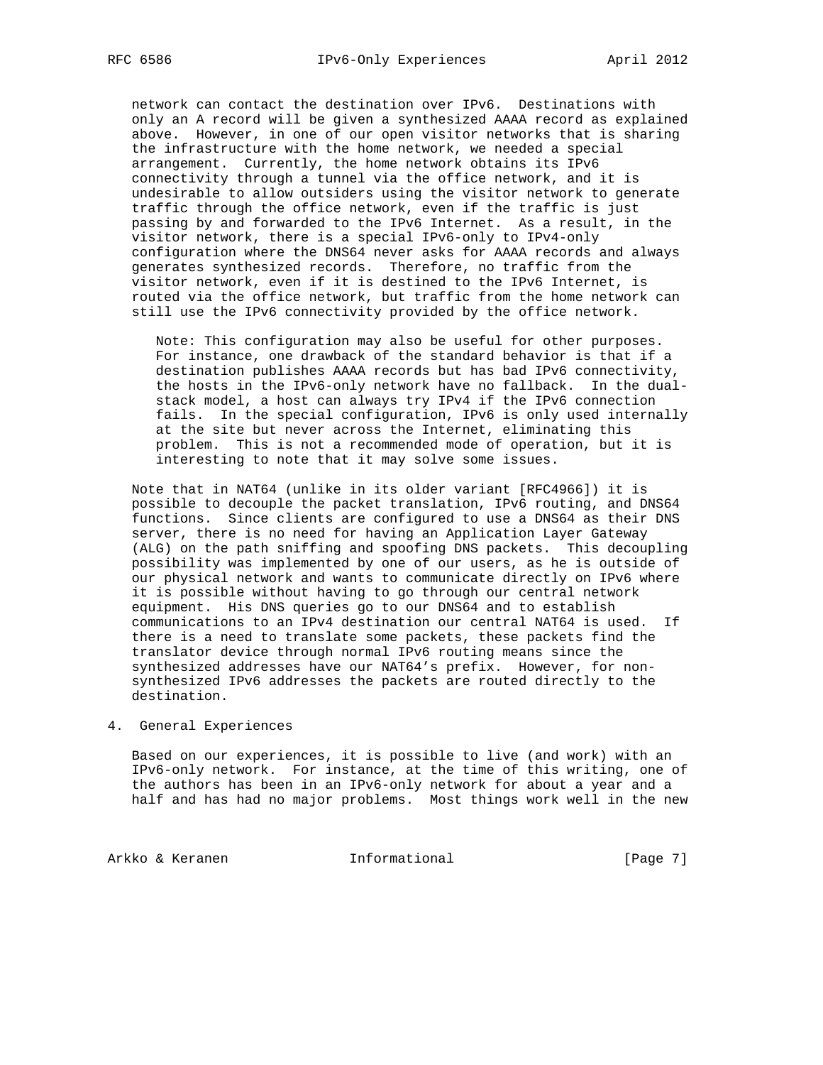network can contact the destination over IPv6. Destinations with only an A record will be given a synthesized AAAA record as explained above. However, in one of our open visitor networks that is sharing the infrastructure with the home network, we needed a special arrangement. Currently, the home network obtains its IPv6 connectivity through a tunnel via the office network, and it is undesirable to allow outsiders using the visitor network to generate traffic through the office network, even if the traffic is just passing by and forwarded to the IPv6 Internet. As a result, in the visitor network, there is a special IPv6-only to IPv4-only configuration where the DNS64 never asks for AAAA records and always generates synthesized records. Therefore, no traffic from the visitor network, even if it is destined to the IPv6 Internet, is routed via the office network, but traffic from the home network can still use the IPv6 connectivity provided by the office network.

> Note: This configuration may also be useful for other purposes. For instance, one drawback of the standard behavior is that if a destination publishes AAAA records but has bad IPv6 connectivity, the hosts in the IPv6-only network have no fallback. In the dual-stack model, a host can always try IPv4 if the IPv6 connection fails. In the special configuration, IPv6 is only used internally at the site but never across the Internet, eliminating this problem. This is not a recommended mode of operation, but it is interesting to note that it may solve some issues.

Note that in NAT64 (unlike in its older variant [RFC4966]) it is possible to decouple the packet translation, IPv6 routing, and DNS64 functions. Since clients are configured to use a DNS64 as their DNS server, there is no need for having an Application Layer Gateway (ALG) on the path sniffing and spoofing DNS packets. This decoupling possibility was implemented by one of our users, as he is outside of our physical network and wants to communicate directly on IPv6 where it is possible without having to go through our central network equipment. His DNS queries go to our DNS64 and to establish communications to an IPv4 destination our central NAT64 is used. If there is a need to translate some packets, these packets find the translator device through normal IPv6 routing means since the synthesized addresses have our NAT64's prefix. However, for non-synthesized IPv6 addresses the packets are routed directly to the destination.

## 4. General Experiences

Based on our experiences, it is possible to live (and work) with an IPv6-only network. For instance, at the time of this writing, one of the authors has been in an IPv6-only network for about a year and a half and has had no major problems. Most things work well in the new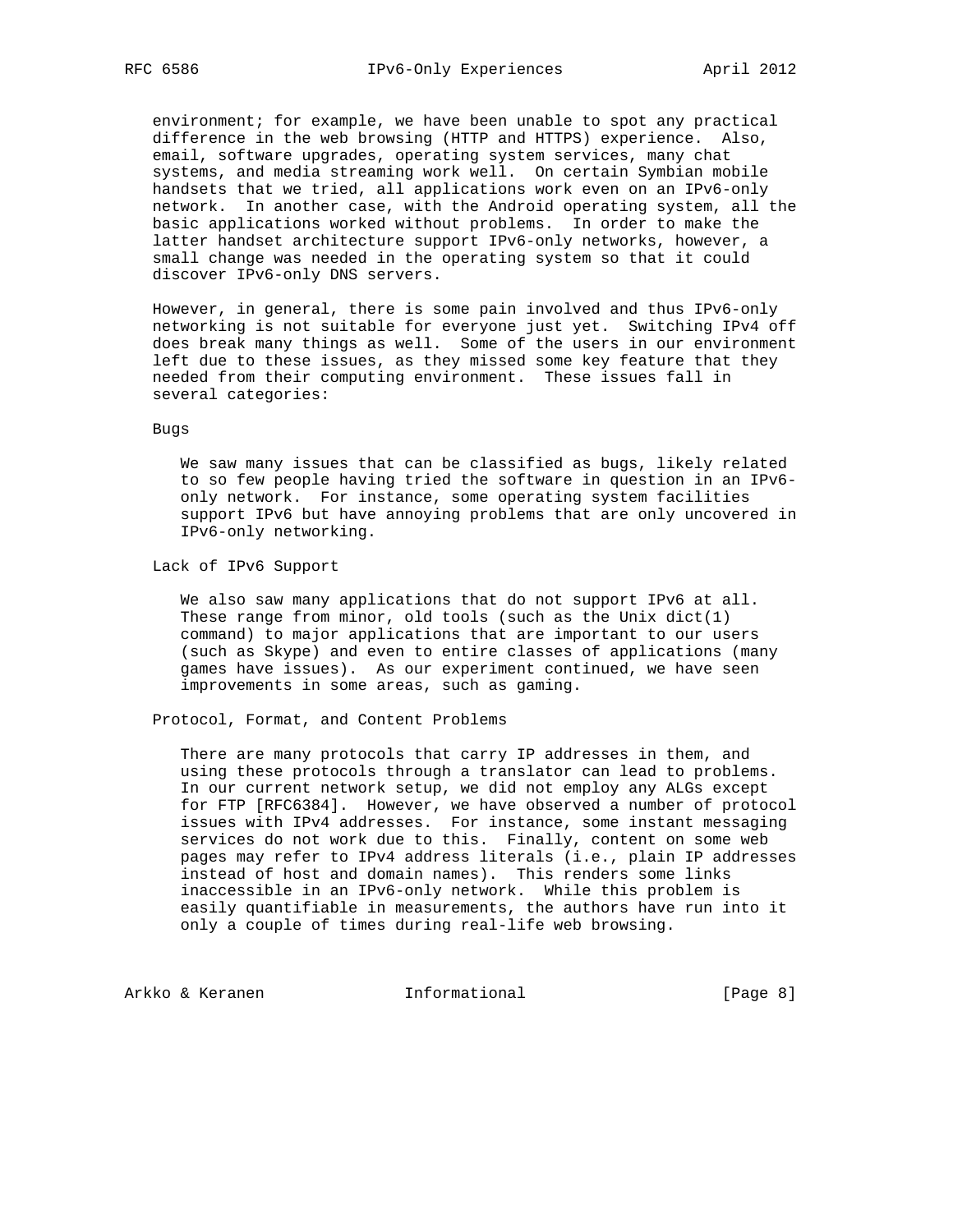environment; for example, we have been unable to spot any practical difference in the web browsing (HTTP and HTTPS) experience. Also, email, software upgrades, operating system services, many chat systems, and media streaming work well. On certain Symbian mobile handsets that we tried, all applications work even on an IPv6-only network. In another case, with the Android operating system, all the basic applications worked without problems. In order to make the latter handset architecture support IPv6-only networks, however, a small change was needed in the operating system so that it could discover IPv6-only DNS servers.

However, in general, there is some pain involved and thus IPv6-only networking is not suitable for everyone just yet. Switching IPv4 off does break many things as well. Some of the users in our environment left due to these issues, as they missed some key feature that they needed from their computing environment. These issues fall in several categories:

Bugs

We saw many issues that can be classified as bugs, likely related to so few people having tried the software in question in an IPv6-only network. For instance, some operating system facilities support IPv6 but have annoying problems that are only uncovered in IPv6-only networking.

Lack of IPv6 Support

We also saw many applications that do not support IPv6 at all. These range from minor, old tools (such as the Unix dict(1) command) to major applications that are important to our users (such as Skype) and even to entire classes of applications (many games have issues). As our experiment continued, we have seen improvements in some areas, such as gaming.

Protocol, Format, and Content Problems

There are many protocols that carry IP addresses in them, and using these protocols through a translator can lead to problems. In our current network setup, we did not employ any ALGs except for FTP [RFC6384]. However, we have observed a number of protocol issues with IPv4 addresses. For instance, some instant messaging services do not work due to this. Finally, content on some web pages may refer to IPv4 address literals (i.e., plain IP addresses instead of host and domain names). This renders some links inaccessible in an IPv6-only network. While this problem is easily quantifiable in measurements, the authors have run into it only a couple of times during real-life web browsing.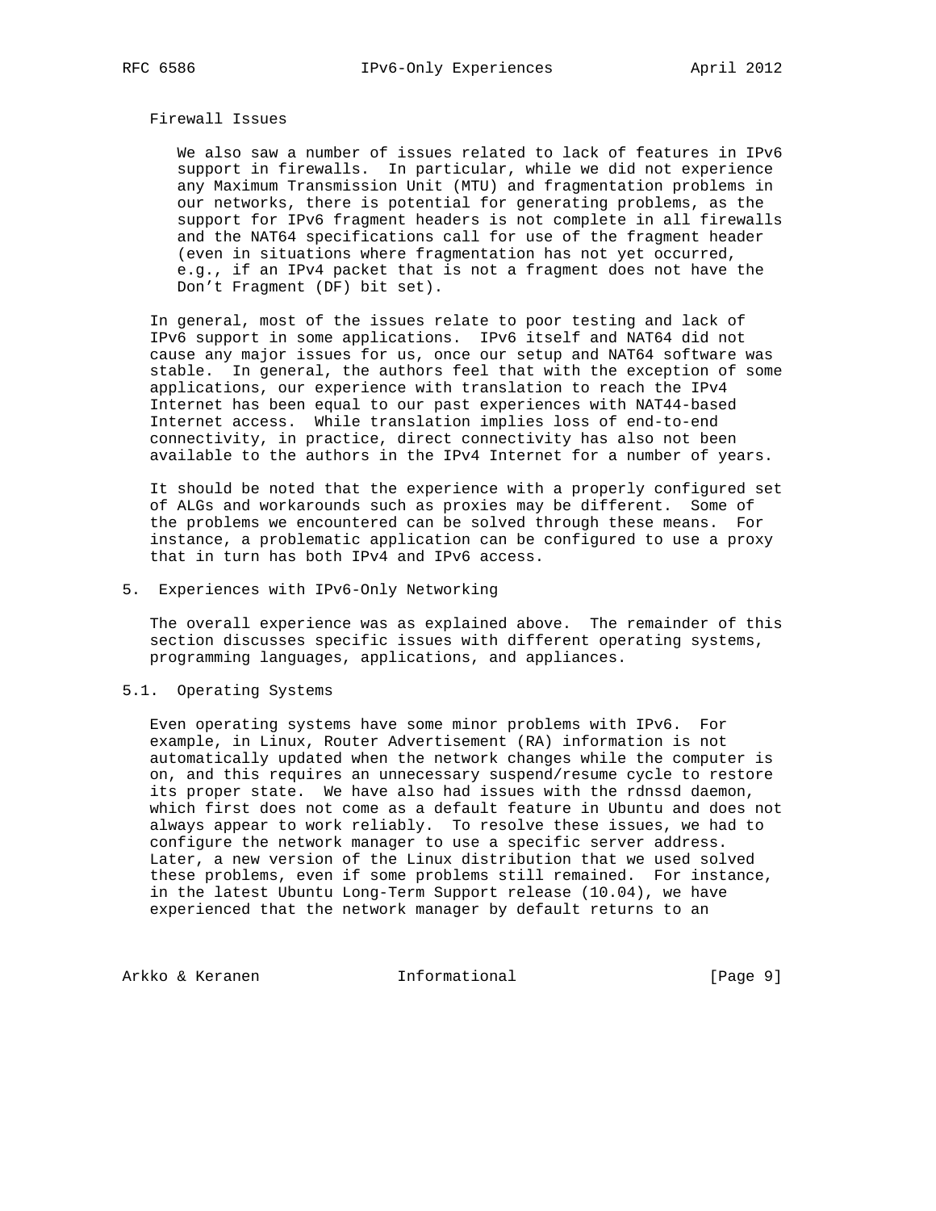Firewall Issues

We also saw a number of issues related to lack of features in IPv6 support in firewalls. In particular, while we did not experience any Maximum Transmission Unit (MTU) and fragmentation problems in our networks, there is potential for generating problems, as the support for IPv6 fragment headers is not complete in all firewalls and the NAT64 specifications call for use of the fragment header (even in situations where fragmentation has not yet occurred, e.g., if an IPv4 packet that is not a fragment does not have the Don't Fragment (DF) bit set).

In general, most of the issues relate to poor testing and lack of IPv6 support in some applications. IPv6 itself and NAT64 did not cause any major issues for us, once our setup and NAT64 software was stable. In general, the authors feel that with the exception of some applications, our experience with translation to reach the IPv4 Internet has been equal to our past experiences with NAT44-based Internet access. While translation implies loss of end-to-end connectivity, in practice, direct connectivity has also not been available to the authors in the IPv4 Internet for a number of years.

It should be noted that the experience with a properly configured set of ALGs and workarounds such as proxies may be different. Some of the problems we encountered can be solved through these means. For instance, a problematic application can be configured to use a proxy that in turn has both IPv4 and IPv6 access.

## 5. Experiences with IPv6-Only Networking

The overall experience was as explained above. The remainder of this section discusses specific issues with different operating systems, programming languages, applications, and appliances.

### 5.1. Operating Systems

Even operating systems have some minor problems with IPv6. For example, in Linux, Router Advertisement (RA) information is not automatically updated when the network changes while the computer is on, and this requires an unnecessary suspend/resume cycle to restore its proper state. We have also had issues with the rdnssd daemon, which first does not come as a default feature in Ubuntu and does not always appear to work reliably. To resolve these issues, we had to configure the network manager to use a specific server address. Later, a new version of the Linux distribution that we used solved these problems, even if some problems still remained. For instance, in the latest Ubuntu Long-Term Support release (10.04), we have experienced that the network manager by default returns to an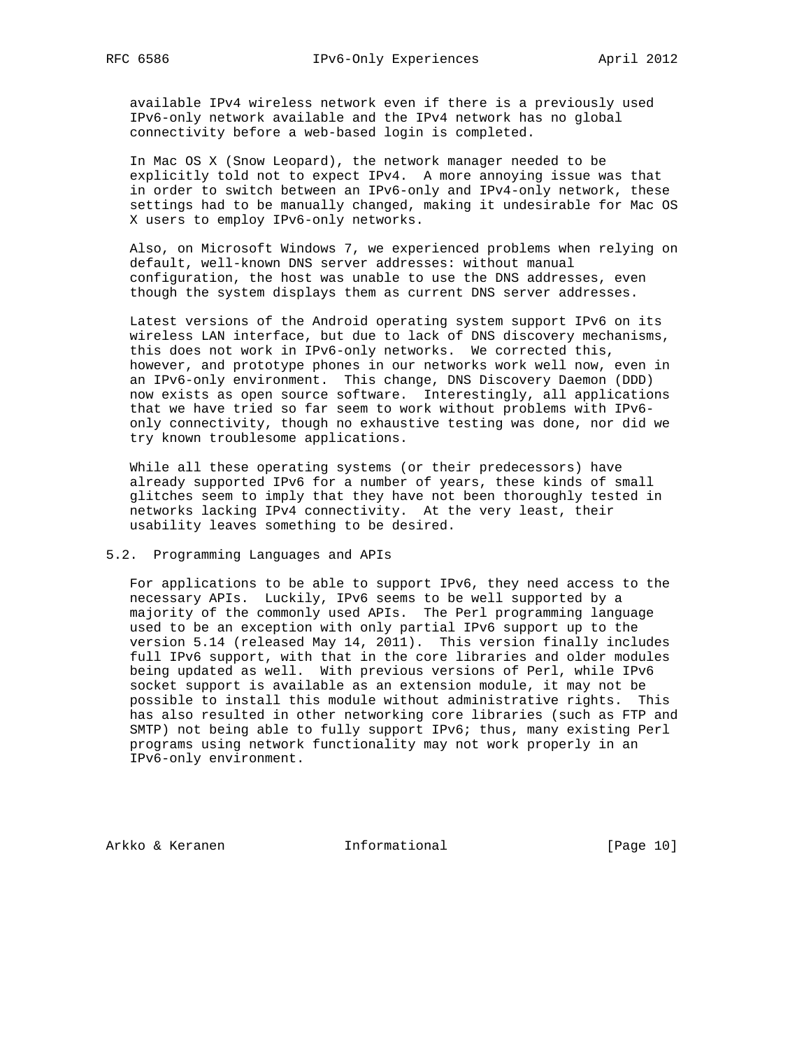available IPv4 wireless network even if there is a previously used IPv6-only network available and the IPv4 network has no global connectivity before a web-based login is completed.

In Mac OS X (Snow Leopard), the network manager needed to be explicitly told not to expect IPv4. A more annoying issue was that in order to switch between an IPv6-only and IPv4-only network, these settings had to be manually changed, making it undesirable for Mac OS X users to employ IPv6-only networks.

Also, on Microsoft Windows 7, we experienced problems when relying on default, well-known DNS server addresses: without manual configuration, the host was unable to use the DNS addresses, even though the system displays them as current DNS server addresses.

Latest versions of the Android operating system support IPv6 on its wireless LAN interface, but due to lack of DNS discovery mechanisms, this does not work in IPv6-only networks. We corrected this, however, and prototype phones in our networks work well now, even in an IPv6-only environment. This change, DNS Discovery Daemon (DDD) now exists as open source software. Interestingly, all applications that we have tried so far seem to work without problems with IPv6-only connectivity, though no exhaustive testing was done, nor did we try known troublesome applications.

While all these operating systems (or their predecessors) have already supported IPv6 for a number of years, these kinds of small glitches seem to imply that they have not been thoroughly tested in networks lacking IPv4 connectivity. At the very least, their usability leaves something to be desired.

## 5.2. Programming Languages and APIs

For applications to be able to support IPv6, they need access to the necessary APIs. Luckily, IPv6 seems to be well supported by a majority of the commonly used APIs. The Perl programming language used to be an exception with only partial IPv6 support up to the version 5.14 (released May 14, 2011). This version finally includes full IPv6 support, with that in the core libraries and older modules being updated as well. With previous versions of Perl, while IPv6 socket support is available as an extension module, it may not be possible to install this module without administrative rights. This has also resulted in other networking core libraries (such as FTP and SMTP) not being able to fully support IPv6; thus, many existing Perl programs using network functionality may not work properly in an IPv6-only environment.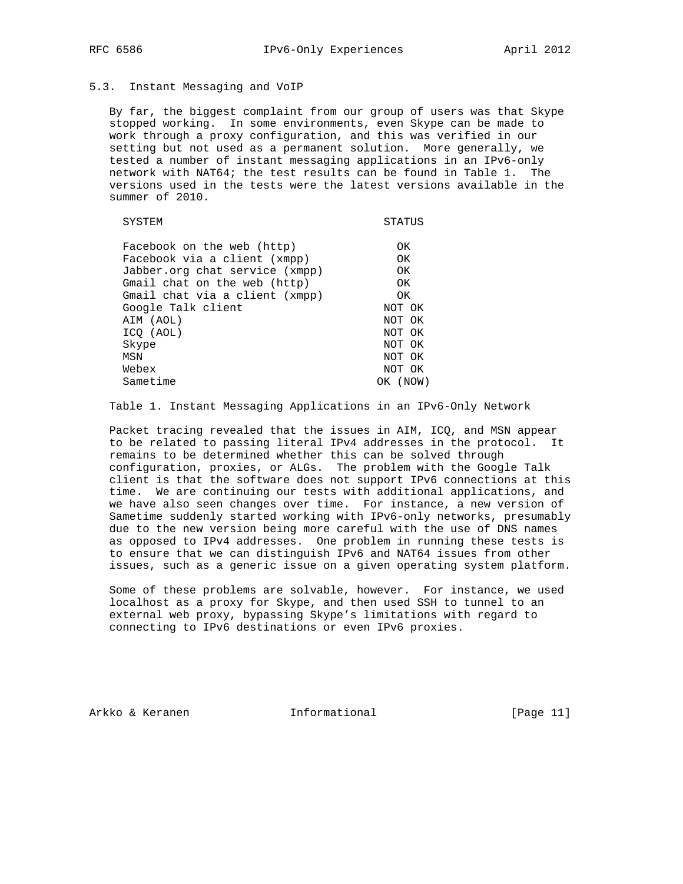### 5.3. Instant Messaging and VoIP

By far, the biggest complaint from our group of users was that Skype stopped working. In some environments, even Skype can be made to work through a proxy configuration, and this was verified in our setting but not used as a permanent solution. More generally, we tested a number of instant messaging applications in an IPv6-only network with NAT64; the test results can be found in Table 1. The versions used in the tests were the latest versions available in the summer of 2010.

| SYSTEM | STATUS |
|---|---|
| Facebook on the web (http) | OK |
| Facebook via a client (xmpp) | OK |
| Jabber.org chat service (xmpp) | OK |
| Gmail chat on the web (http) | OK |
| Gmail chat via a client (xmpp) | OK |
| Google Talk client | NOT OK |
| AIM (AOL) | NOT OK |
| ICQ (AOL) | NOT OK |
| Skype | NOT OK |
| MSN | NOT OK |
| Webex | NOT OK |
| Sametime | OK (NOW) |

Table 1. Instant Messaging Applications in an IPv6-Only Network

Packet tracing revealed that the issues in AIM, ICQ, and MSN appear to be related to passing literal IPv4 addresses in the protocol. It remains to be determined whether this can be solved through configuration, proxies, or ALGs. The problem with the Google Talk client is that the software does not support IPv6 connections at this time. We are continuing our tests with additional applications, and we have also seen changes over time. For instance, a new version of Sametime suddenly started working with IPv6-only networks, presumably due to the new version being more careful with the use of DNS names as opposed to IPv4 addresses. One problem in running these tests is to ensure that we can distinguish IPv6 and NAT64 issues from other issues, such as a generic issue on a given operating system platform.

Some of these problems are solvable, however. For instance, we used localhost as a proxy for Skype, and then used SSH to tunnel to an external web proxy, bypassing Skype's limitations with regard to connecting to IPv6 destinations or even IPv6 proxies.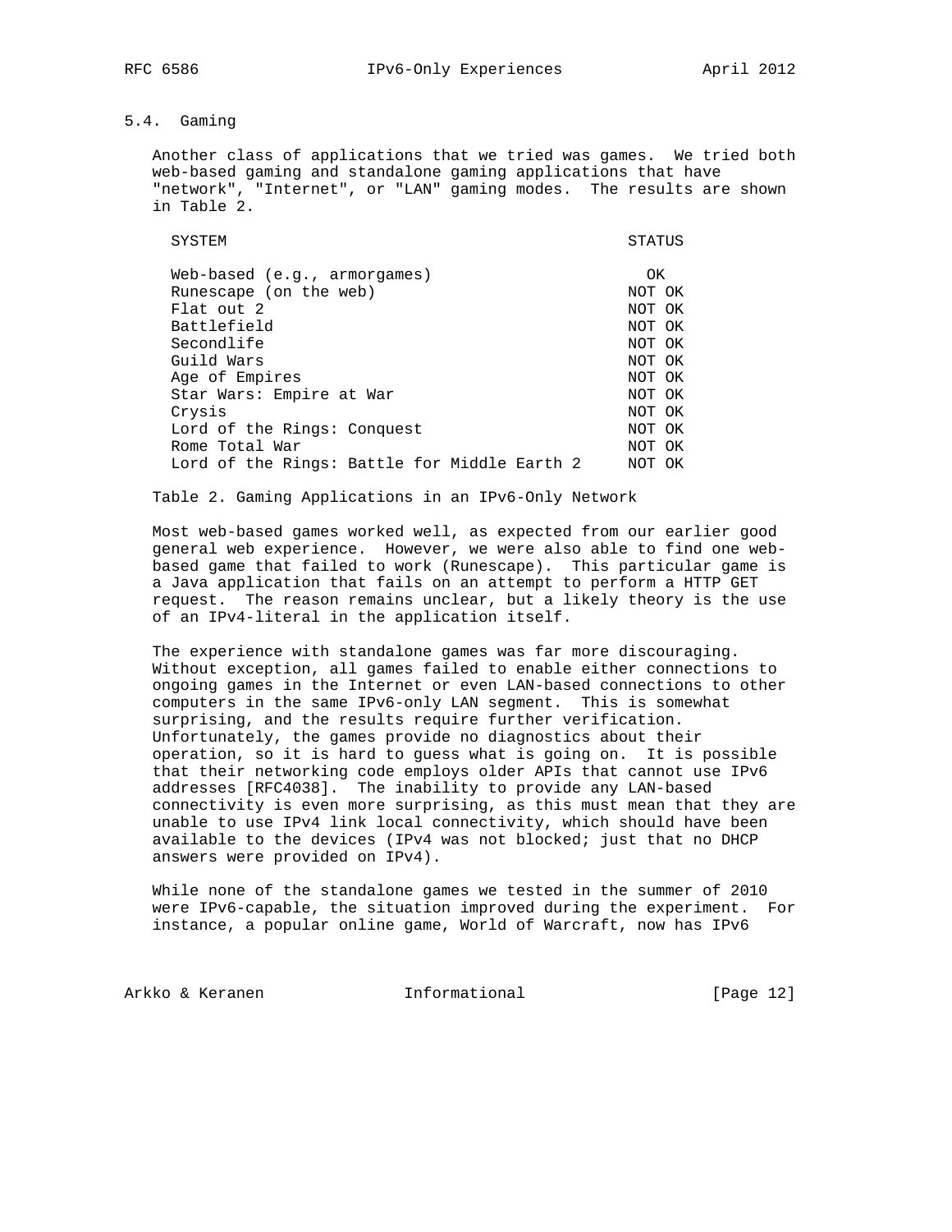### 5.4. Gaming

Another class of applications that we tried was games. We tried both web-based gaming and standalone gaming applications that have "network", "Internet", or "LAN" gaming modes. The results are shown in Table 2.

| SYSTEM | STATUS |
|---|---|
| Web-based (e.g., armorgames) | OK |
| Runescape (on the web) | NOT OK |
| Flat out 2 | NOT OK |
| Battlefield | NOT OK |
| Secondlife | NOT OK |
| Guild Wars | NOT OK |
| Age of Empires | NOT OK |
| Star Wars: Empire at War | NOT OK |
| Crysis | NOT OK |
| Lord of the Rings: Conquest | NOT OK |
| Rome Total War | NOT OK |
| Lord of the Rings: Battle for Middle Earth 2 | NOT OK |

Table 2. Gaming Applications in an IPv6-Only Network

Most web-based games worked well, as expected from our earlier good general web experience. However, we were also able to find one web-based game that failed to work (Runescape). This particular game is a Java application that fails on an attempt to perform a HTTP GET request. The reason remains unclear, but a likely theory is the use of an IPv4-literal in the application itself.

The experience with standalone games was far more discouraging. Without exception, all games failed to enable either connections to ongoing games in the Internet or even LAN-based connections to other computers in the same IPv6-only LAN segment. This is somewhat surprising, and the results require further verification. Unfortunately, the games provide no diagnostics about their operation, so it is hard to guess what is going on. It is possible that their networking code employs older APIs that cannot use IPv6 addresses [RFC4038]. The inability to provide any LAN-based connectivity is even more surprising, as this must mean that they are unable to use IPv4 link local connectivity, which should have been available to the devices (IPv4 was not blocked; just that no DHCP answers were provided on IPv4).

While none of the standalone games we tested in the summer of 2010 were IPv6-capable, the situation improved during the experiment. For instance, a popular online game, World of Warcraft, now has IPv6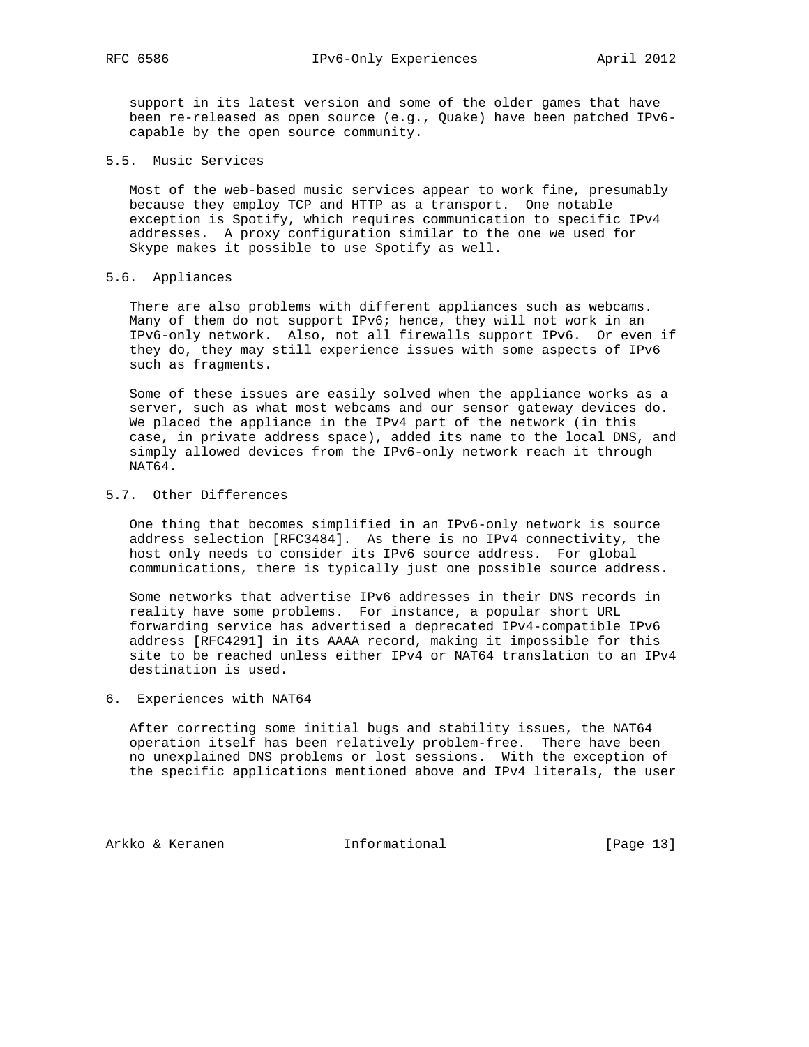support in its latest version and some of the older games that have been re-released as open source (e.g., Quake) have been patched IPv6-capable by the open source community.

### 5.5. Music Services

Most of the web-based music services appear to work fine, presumably because they employ TCP and HTTP as a transport. One notable exception is Spotify, which requires communication to specific IPv4 addresses. A proxy configuration similar to the one we used for Skype makes it possible to use Spotify as well.

### 5.6. Appliances

There are also problems with different appliances such as webcams. Many of them do not support IPv6; hence, they will not work in an IPv6-only network. Also, not all firewalls support IPv6. Or even if they do, they may still experience issues with some aspects of IPv6 such as fragments.

Some of these issues are easily solved when the appliance works as a server, such as what most webcams and our sensor gateway devices do. We placed the appliance in the IPv4 part of the network (in this case, in private address space), added its name to the local DNS, and simply allowed devices from the IPv6-only network reach it through NAT64.

### 5.7. Other Differences

One thing that becomes simplified in an IPv6-only network is source address selection [RFC3484]. As there is no IPv4 connectivity, the host only needs to consider its IPv6 source address. For global communications, there is typically just one possible source address.

Some networks that advertise IPv6 addresses in their DNS records in reality have some problems. For instance, a popular short URL forwarding service has advertised a deprecated IPv4-compatible IPv6 address [RFC4291] in its AAAA record, making it impossible for this site to be reached unless either IPv4 or NAT64 translation to an IPv4 destination is used.

## 6. Experiences with NAT64

After correcting some initial bugs and stability issues, the NAT64 operation itself has been relatively problem-free. There have been no unexplained DNS problems or lost sessions. With the exception of the specific applications mentioned above and IPv4 literals, the user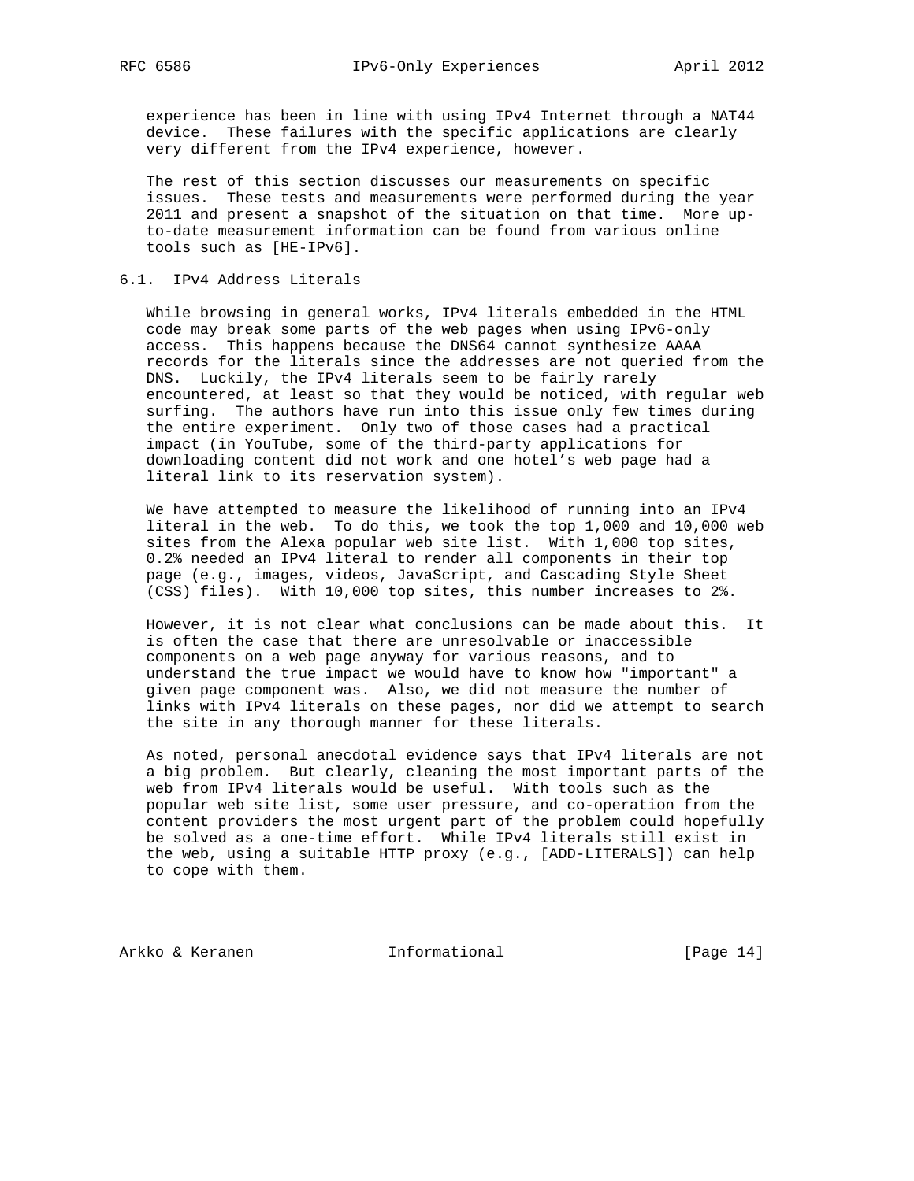experience has been in line with using IPv4 Internet through a NAT44 device. These failures with the specific applications are clearly very different from the IPv4 experience, however.

The rest of this section discusses our measurements on specific issues. These tests and measurements were performed during the year 2011 and present a snapshot of the situation on that time. More up-to-date measurement information can be found from various online tools such as [HE-IPv6].

## 6.1. IPv4 Address Literals

While browsing in general works, IPv4 literals embedded in the HTML code may break some parts of the web pages when using IPv6-only access. This happens because the DNS64 cannot synthesize AAAA records for the literals since the addresses are not queried from the DNS. Luckily, the IPv4 literals seem to be fairly rarely encountered, at least so that they would be noticed, with regular web surfing. The authors have run into this issue only few times during the entire experiment. Only two of those cases had a practical impact (in YouTube, some of the third-party applications for downloading content did not work and one hotel's web page had a literal link to its reservation system).

We have attempted to measure the likelihood of running into an IPv4 literal in the web. To do this, we took the top 1,000 and 10,000 web sites from the Alexa popular web site list. With 1,000 top sites, 0.2% needed an IPv4 literal to render all components in their top page (e.g., images, videos, JavaScript, and Cascading Style Sheet (CSS) files). With 10,000 top sites, this number increases to 2%.

However, it is not clear what conclusions can be made about this. It is often the case that there are unresolvable or inaccessible components on a web page anyway for various reasons, and to understand the true impact we would have to know how "important" a given page component was. Also, we did not measure the number of links with IPv4 literals on these pages, nor did we attempt to search the site in any thorough manner for these literals.

As noted, personal anecdotal evidence says that IPv4 literals are not a big problem. But clearly, cleaning the most important parts of the web from IPv4 literals would be useful. With tools such as the popular web site list, some user pressure, and co-operation from the content providers the most urgent part of the problem could hopefully be solved as a one-time effort. While IPv4 literals still exist in the web, using a suitable HTTP proxy (e.g., [ADD-LITERALS]) can help to cope with them.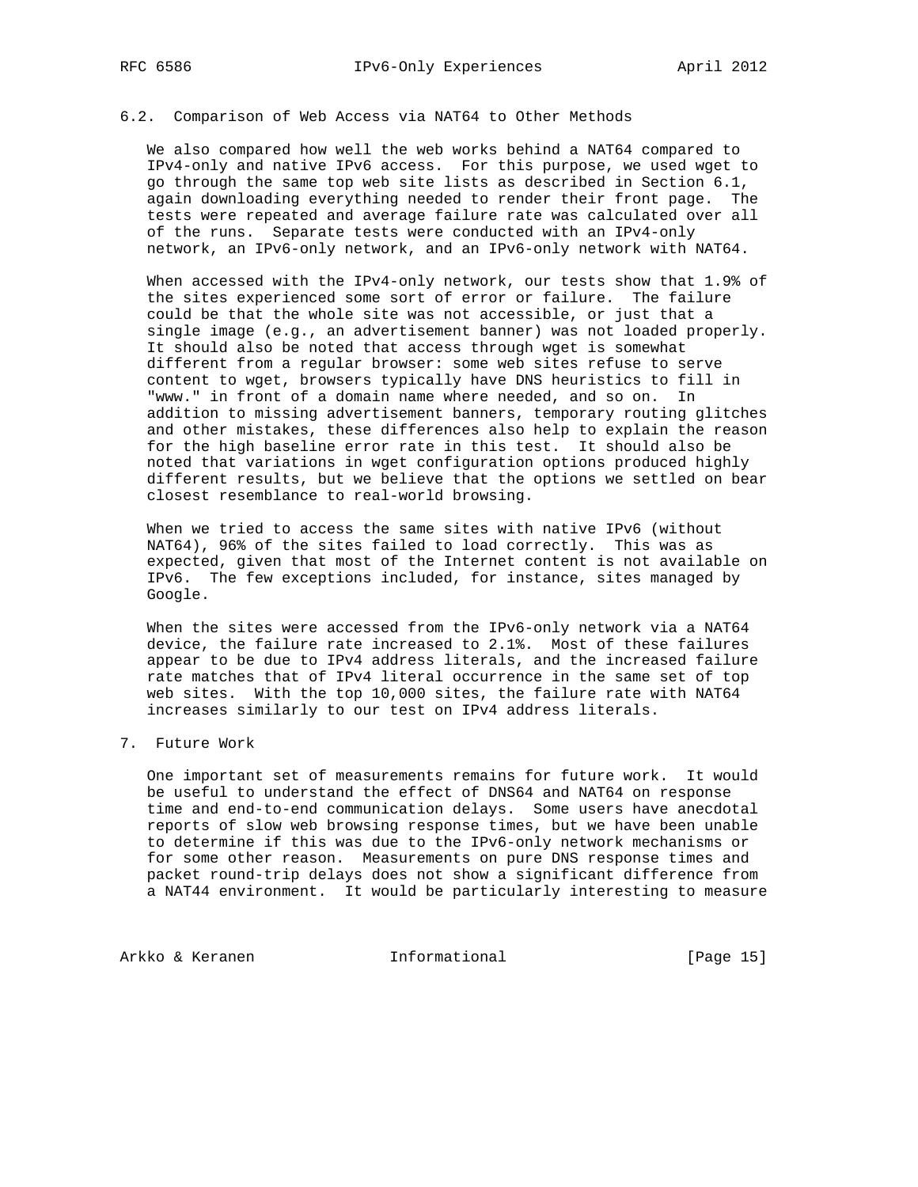### 6.2. Comparison of Web Access via NAT64 to Other Methods

We also compared how well the web works behind a NAT64 compared to IPv4-only and native IPv6 access. For this purpose, we used wget to go through the same top web site lists as described in Section 6.1, again downloading everything needed to render their front page. The tests were repeated and average failure rate was calculated over all of the runs. Separate tests were conducted with an IPv4-only network, an IPv6-only network, and an IPv6-only network with NAT64.

When accessed with the IPv4-only network, our tests show that 1.9% of the sites experienced some sort of error or failure. The failure could be that the whole site was not accessible, or just that a single image (e.g., an advertisement banner) was not loaded properly. It should also be noted that access through wget is somewhat different from a regular browser: some web sites refuse to serve content to wget, browsers typically have DNS heuristics to fill in "www." in front of a domain name where needed, and so on. In addition to missing advertisement banners, temporary routing glitches and other mistakes, these differences also help to explain the reason for the high baseline error rate in this test. It should also be noted that variations in wget configuration options produced highly different results, but we believe that the options we settled on bear closest resemblance to real-world browsing.

When we tried to access the same sites with native IPv6 (without NAT64), 96% of the sites failed to load correctly. This was as expected, given that most of the Internet content is not available on IPv6. The few exceptions included, for instance, sites managed by Google.

When the sites were accessed from the IPv6-only network via a NAT64 device, the failure rate increased to 2.1%. Most of these failures appear to be due to IPv4 address literals, and the increased failure rate matches that of IPv4 literal occurrence in the same set of top web sites. With the top 10,000 sites, the failure rate with NAT64 increases similarly to our test on IPv4 address literals.

## 7. Future Work

One important set of measurements remains for future work. It would be useful to understand the effect of DNS64 and NAT64 on response time and end-to-end communication delays. Some users have anecdotal reports of slow web browsing response times, but we have been unable to determine if this was due to the IPv6-only network mechanisms or for some other reason. Measurements on pure DNS response times and packet round-trip delays does not show a significant difference from a NAT44 environment. It would be particularly interesting to measure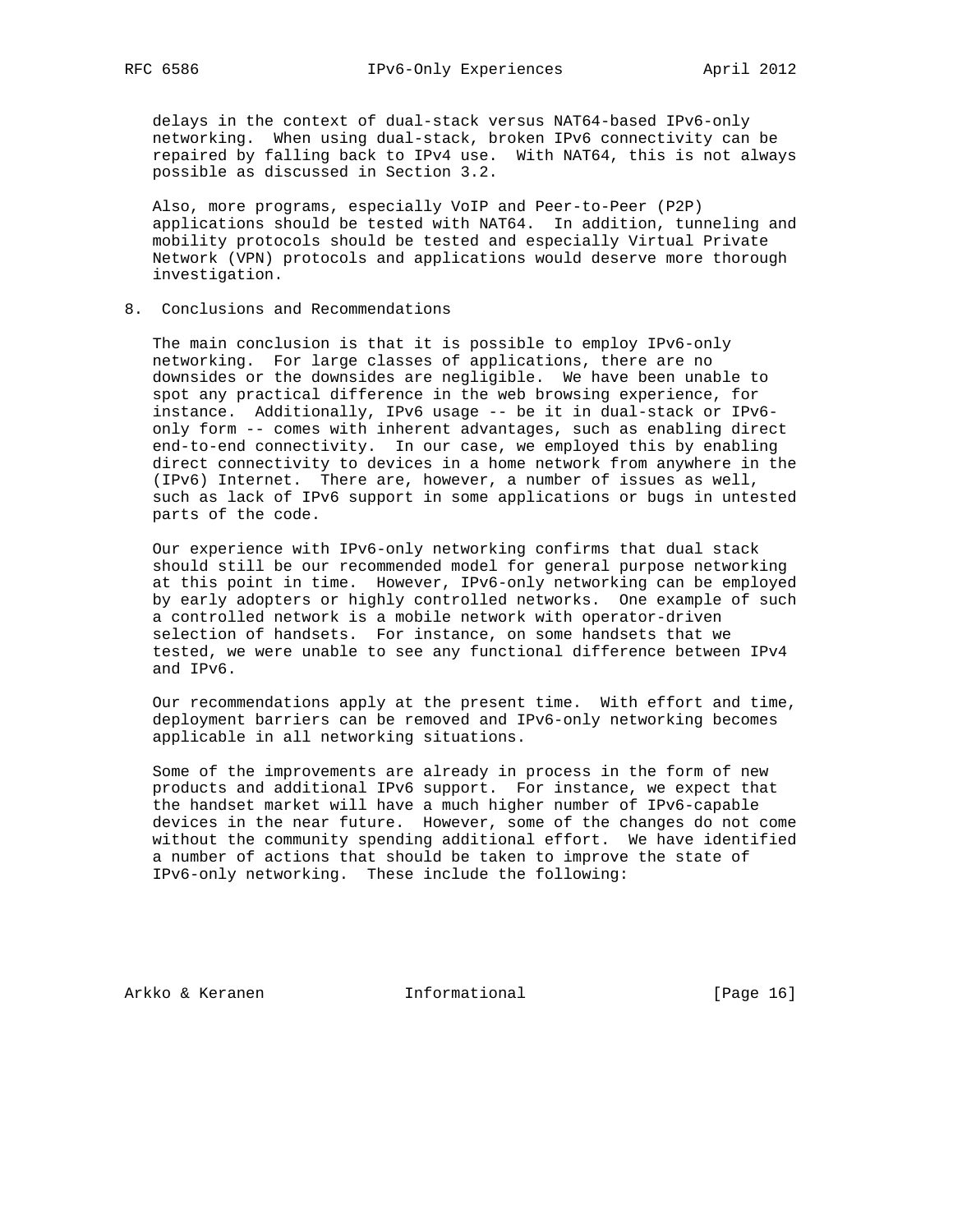delays in the context of dual-stack versus NAT64-based IPv6-only networking. When using dual-stack, broken IPv6 connectivity can be repaired by falling back to IPv4 use. With NAT64, this is not always possible as discussed in Section 3.2.

Also, more programs, especially VoIP and Peer-to-Peer (P2P) applications should be tested with NAT64. In addition, tunneling and mobility protocols should be tested and especially Virtual Private Network (VPN) protocols and applications would deserve more thorough investigation.

## 8. Conclusions and Recommendations

The main conclusion is that it is possible to employ IPv6-only networking. For large classes of applications, there are no downsides or the downsides are negligible. We have been unable to spot any practical difference in the web browsing experience, for instance. Additionally, IPv6 usage -- be it in dual-stack or IPv6-only form -- comes with inherent advantages, such as enabling direct end-to-end connectivity. In our case, we employed this by enabling direct connectivity to devices in a home network from anywhere in the (IPv6) Internet. There are, however, a number of issues as well, such as lack of IPv6 support in some applications or bugs in untested parts of the code.

Our experience with IPv6-only networking confirms that dual stack should still be our recommended model for general purpose networking at this point in time. However, IPv6-only networking can be employed by early adopters or highly controlled networks. One example of such a controlled network is a mobile network with operator-driven selection of handsets. For instance, on some handsets that we tested, we were unable to see any functional difference between IPv4 and IPv6.

Our recommendations apply at the present time. With effort and time, deployment barriers can be removed and IPv6-only networking becomes applicable in all networking situations.

Some of the improvements are already in process in the form of new products and additional IPv6 support. For instance, we expect that the handset market will have a much higher number of IPv6-capable devices in the near future. However, some of the changes do not come without the community spending additional effort. We have identified a number of actions that should be taken to improve the state of IPv6-only networking. These include the following: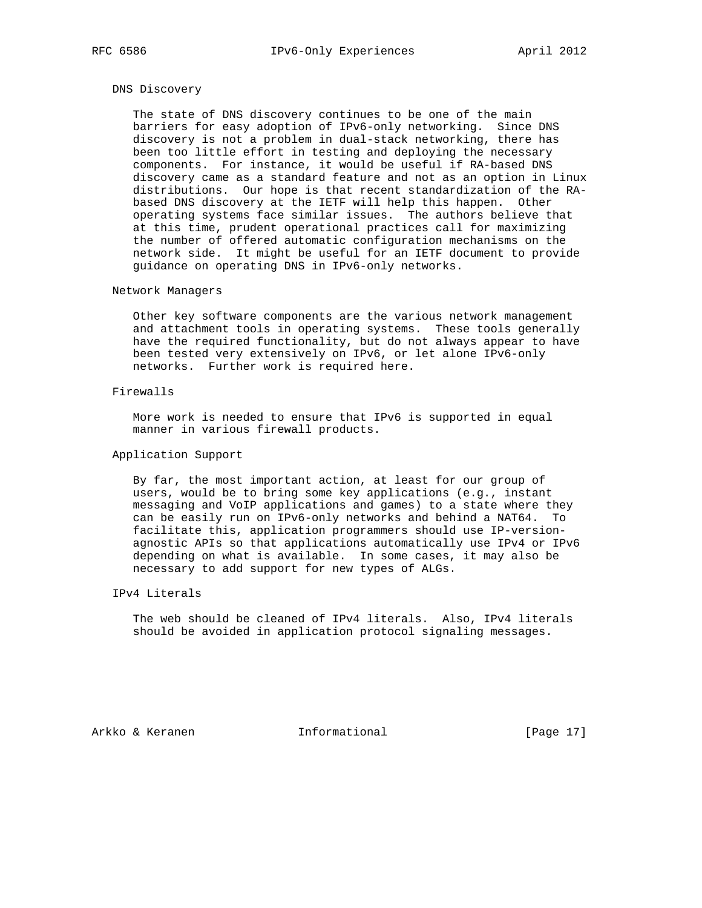### DNS Discovery

The state of DNS discovery continues to be one of the main barriers for easy adoption of IPv6-only networking. Since DNS discovery is not a problem in dual-stack networking, there has been too little effort in testing and deploying the necessary components. For instance, it would be useful if RA-based DNS discovery came as a standard feature and not as an option in Linux distributions. Our hope is that recent standardization of the RA-based DNS discovery at the IETF will help this happen. Other operating systems face similar issues. The authors believe that at this time, prudent operational practices call for maximizing the number of offered automatic configuration mechanisms on the network side. It might be useful for an IETF document to provide guidance on operating DNS in IPv6-only networks.

### Network Managers

Other key software components are the various network management and attachment tools in operating systems. These tools generally have the required functionality, but do not always appear to have been tested very extensively on IPv6, or let alone IPv6-only networks. Further work is required here.

### Firewalls

More work is needed to ensure that IPv6 is supported in equal manner in various firewall products.

### Application Support

By far, the most important action, at least for our group of users, would be to bring some key applications (e.g., instant messaging and VoIP applications and games) to a state where they can be easily run on IPv6-only networks and behind a NAT64. To facilitate this, application programmers should use IP-version-agnostic APIs so that applications automatically use IPv4 or IPv6 depending on what is available. In some cases, it may also be necessary to add support for new types of ALGs.

### IPv4 Literals

The web should be cleaned of IPv4 literals. Also, IPv4 literals should be avoided in application protocol signaling messages.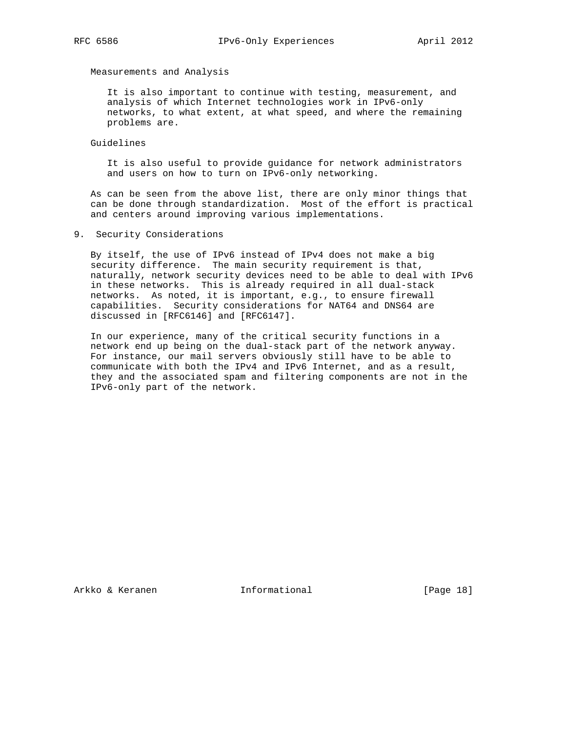Measurements and Analysis

It is also important to continue with testing, measurement, and analysis of which Internet technologies work in IPv6-only networks, to what extent, at what speed, and where the remaining problems are.

Guidelines

It is also useful to provide guidance for network administrators and users on how to turn on IPv6-only networking.

As can be seen from the above list, there are only minor things that can be done through standardization. Most of the effort is practical and centers around improving various implementations.

## 9. Security Considerations

By itself, the use of IPv6 instead of IPv4 does not make a big security difference. The main security requirement is that, naturally, network security devices need to be able to deal with IPv6 in these networks. This is already required in all dual-stack networks. As noted, it is important, e.g., to ensure firewall capabilities. Security considerations for NAT64 and DNS64 are discussed in [RFC6146] and [RFC6147].

In our experience, many of the critical security functions in a network end up being on the dual-stack part of the network anyway. For instance, our mail servers obviously still have to be able to communicate with both the IPv4 and IPv6 Internet, and as a result, they and the associated spam and filtering components are not in the IPv6-only part of the network.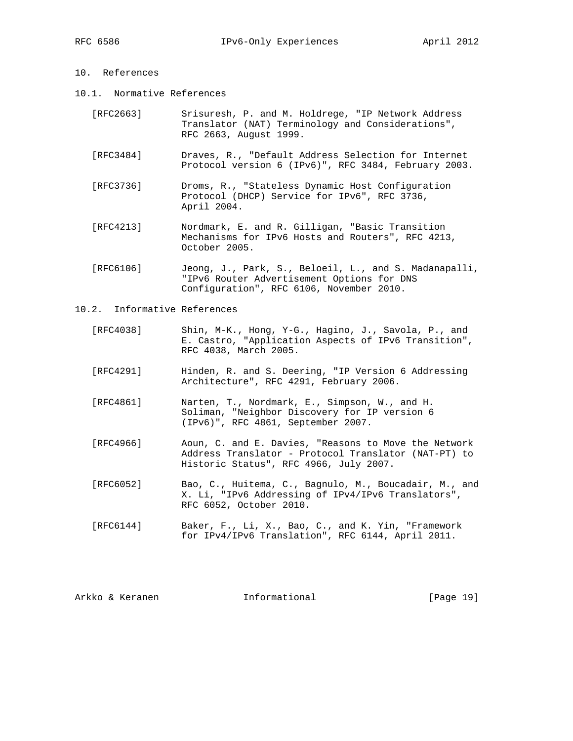# 10. References

## 10.1. Normative References

[RFC2663] Srisuresh, P. and M. Holdrege, "IP Network Address Translator (NAT) Terminology and Considerations", RFC 2663, August 1999.

[RFC3484] Draves, R., "Default Address Selection for Internet Protocol version 6 (IPv6)", RFC 3484, February 2003.

[RFC3736] Droms, R., "Stateless Dynamic Host Configuration Protocol (DHCP) Service for IPv6", RFC 3736, April 2004.

[RFC4213] Nordmark, E. and R. Gilligan, "Basic Transition Mechanisms for IPv6 Hosts and Routers", RFC 4213, October 2005.

[RFC6106] Jeong, J., Park, S., Beloeil, L., and S. Madanapalli, "IPv6 Router Advertisement Options for DNS Configuration", RFC 6106, November 2010.

## 10.2. Informative References

[RFC4038] Shin, M-K., Hong, Y-G., Hagino, J., Savola, P., and E. Castro, "Application Aspects of IPv6 Transition", RFC 4038, March 2005.

[RFC4291] Hinden, R. and S. Deering, "IP Version 6 Addressing Architecture", RFC 4291, February 2006.

[RFC4861] Narten, T., Nordmark, E., Simpson, W., and H. Soliman, "Neighbor Discovery for IP version 6 (IPv6)", RFC 4861, September 2007.

[RFC4966] Aoun, C. and E. Davies, "Reasons to Move the Network Address Translator - Protocol Translator (NAT-PT) to Historic Status", RFC 4966, July 2007.

[RFC6052] Bao, C., Huitema, C., Bagnulo, M., Boucadair, M., and X. Li, "IPv6 Addressing of IPv4/IPv6 Translators", RFC 6052, October 2010.

[RFC6144] Baker, F., Li, X., Bao, C., and K. Yin, "Framework for IPv4/IPv6 Translation", RFC 6144, April 2011.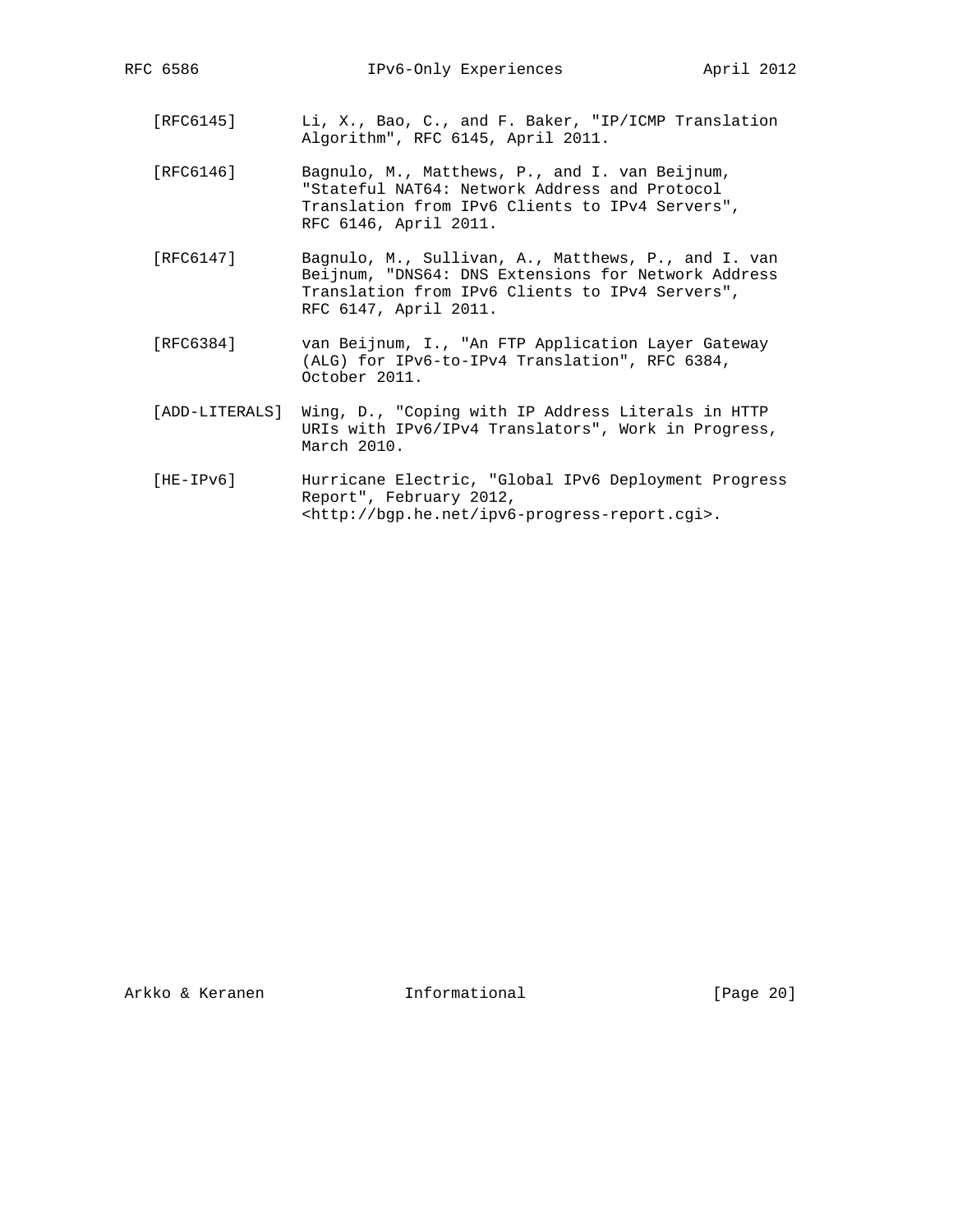[RFC6145] Li, X., Bao, C., and F. Baker, "IP/ICMP Translation Algorithm", RFC 6145, April 2011.

[RFC6146] Bagnulo, M., Matthews, P., and I. van Beijnum, "Stateful NAT64: Network Address and Protocol Translation from IPv6 Clients to IPv4 Servers", RFC 6146, April 2011.

[RFC6147] Bagnulo, M., Sullivan, A., Matthews, P., and I. van Beijnum, "DNS64: DNS Extensions for Network Address Translation from IPv6 Clients to IPv4 Servers", RFC 6147, April 2011.

[RFC6384] van Beijnum, I., "An FTP Application Layer Gateway (ALG) for IPv6-to-IPv4 Translation", RFC 6384, October 2011.

[ADD-LITERALS] Wing, D., "Coping with IP Address Literals in HTTP URIs with IPv6/IPv4 Translators", Work in Progress, March 2010.

[HE-IPv6] Hurricane Electric, "Global IPv6 Deployment Progress Report", February 2012, <http://bgp.he.net/ipv6-progress-report.cgi>.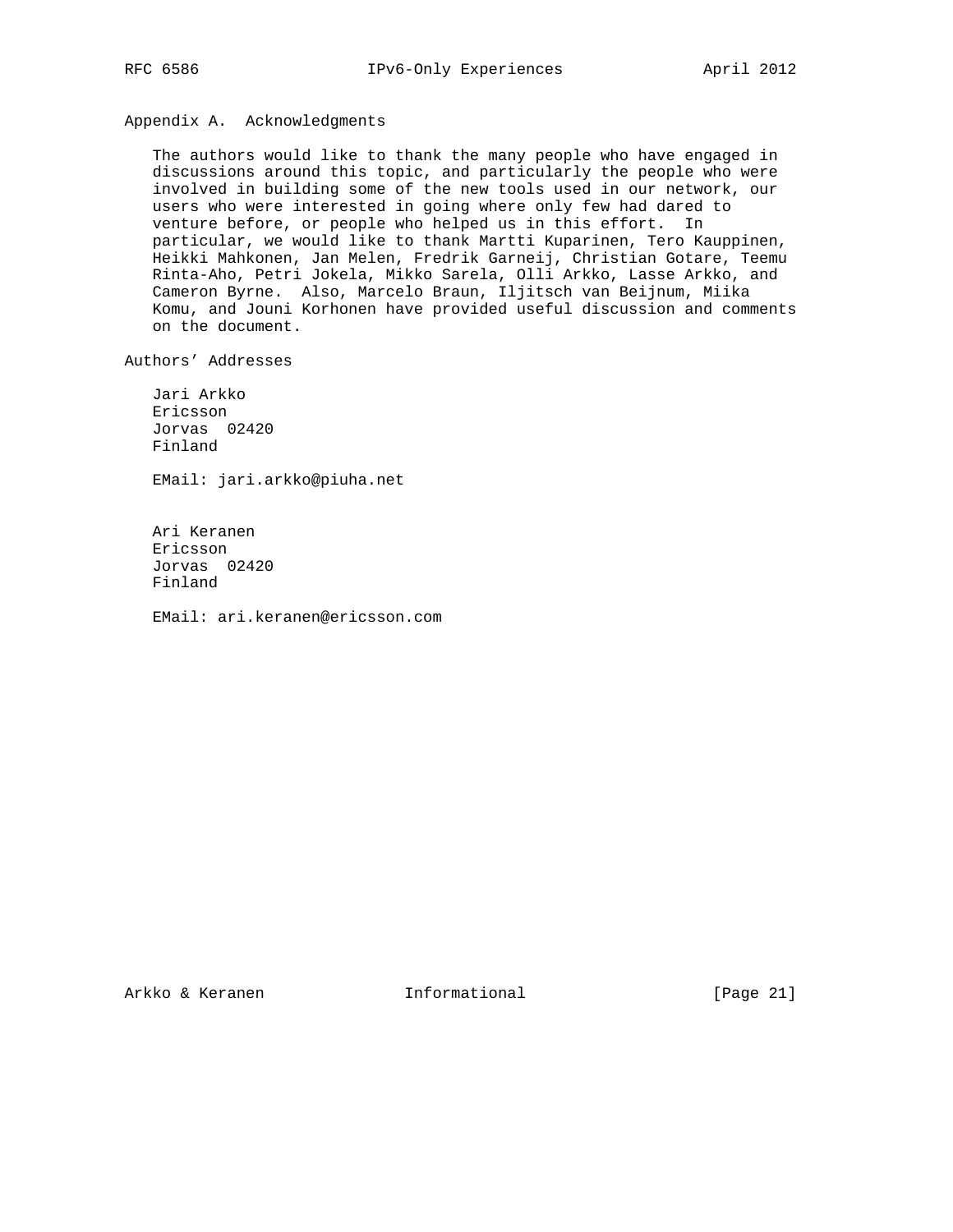## Appendix A. Acknowledgments

The authors would like to thank the many people who have engaged in discussions around this topic, and particularly the people who were involved in building some of the new tools used in our network, our users who were interested in going where only few had dared to venture before, or people who helped us in this effort. In particular, we would like to thank Martti Kuparinen, Tero Kauppinen, Heikki Mahkonen, Jan Melen, Fredrik Garneij, Christian Gotare, Teemu Rinta-Aho, Petri Jokela, Mikko Sarela, Olli Arkko, Lasse Arkko, and Cameron Byrne. Also, Marcelo Braun, Iljitsch van Beijnum, Miika Komu, and Jouni Korhonen have provided useful discussion and comments on the document.

## Authors' Addresses

Jari Arkko
Ericsson
Jorvas 02420
Finland

EMail: jari.arkko@piuha.net

Ari Keranen
Ericsson
Jorvas 02420
Finland

EMail: ari.keranen@ericsson.com